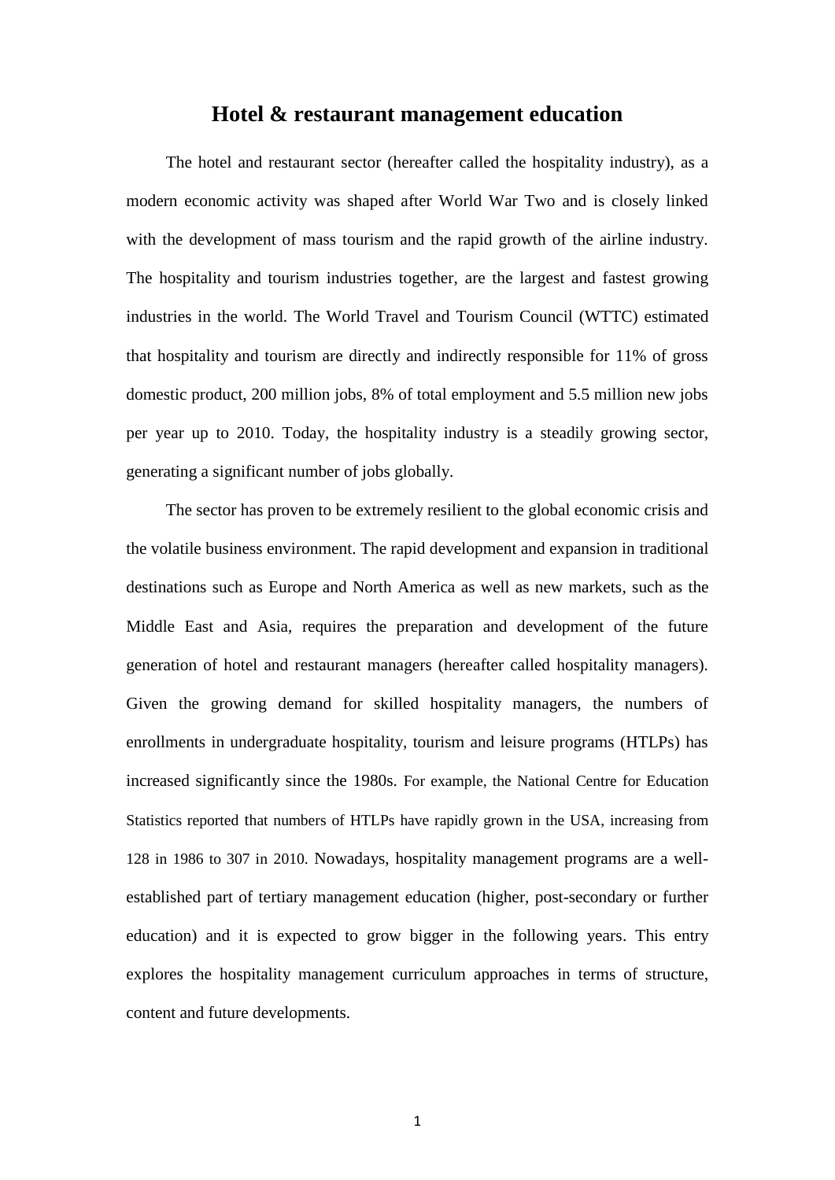# Hotel & restaurant management education

The hotel and restaurant sector (hereafter called the hospitality industry), as a modern economic activity was shaped after World War Two and is closely linked with the development of mass tourism and the rapid growth of the airline industry. The hospitality and tourism industries together, are the largest and fastest growing industries in the world. The World Travel and Tourism Council (WTTC) estimated that hospitality and tourism are directly and indirectly responsible for 11% of gross domestic product, 200 million jobs, 8% of total employment and 5.5 million new jobs per year up to 2010. Today, the hospitality industry is a steadily growing sector, generating a significant number of jobs globally.

The sector has proven to be extremely resilient to the global economic crisis and the volatile business environment. The rapid development and expansion in traditional destinations such as Europe and North America as well as new markets, such as the Middle East and Asia, requires the preparation and development of the future generation of hotel and restaurant managers (hereafter called hospitality managers). Given the growing demand for skilled hospitality managers, the numbers of enrollments in undergraduate hospitality, tourism and leisure programs (HTLPs) has increased significantly since the 1980s. For example, the National Centre for Education Statistics reported that numbers of HTLPs have rapidly grown in the USA, increasing from 128 in 1986 to 307 in 2010. Nowadays, hospitality management programs are a well-established part of tertiary management education (higher, post-secondary or further education) and it is expected to grow bigger in the following years. This entry explores the hospitality management curriculum approaches in terms of structure, content and future developments.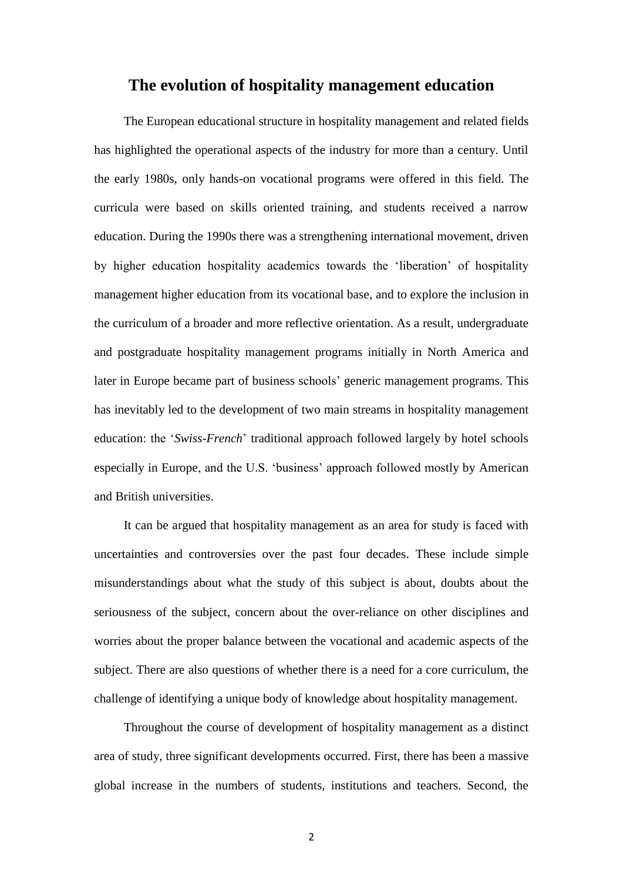## The evolution of hospitality management education

The European educational structure in hospitality management and related fields has highlighted the operational aspects of the industry for more than a century. Until the early 1980s, only hands-on vocational programs were offered in this field. The curricula were based on skills oriented training, and students received a narrow education. During the 1990s there was a strengthening international movement, driven by higher education hospitality academics towards the 'liberation' of hospitality management higher education from its vocational base, and to explore the inclusion in the curriculum of a broader and more reflective orientation. As a result, undergraduate and postgraduate hospitality management programs initially in North America and later in Europe became part of business schools' generic management programs. This has inevitably led to the development of two main streams in hospitality management education: the '*Swiss-French*' traditional approach followed largely by hotel schools especially in Europe, and the U.S. 'business' approach followed mostly by American and British universities.

It can be argued that hospitality management as an area for study is faced with uncertainties and controversies over the past four decades. These include simple misunderstandings about what the study of this subject is about, doubts about the seriousness of the subject, concern about the over-reliance on other disciplines and worries about the proper balance between the vocational and academic aspects of the subject. There are also questions of whether there is a need for a core curriculum, the challenge of identifying a unique body of knowledge about hospitality management.

Throughout the course of development of hospitality management as a distinct area of study, three significant developments occurred. First, there has been a massive global increase in the numbers of students, institutions and teachers. Second, the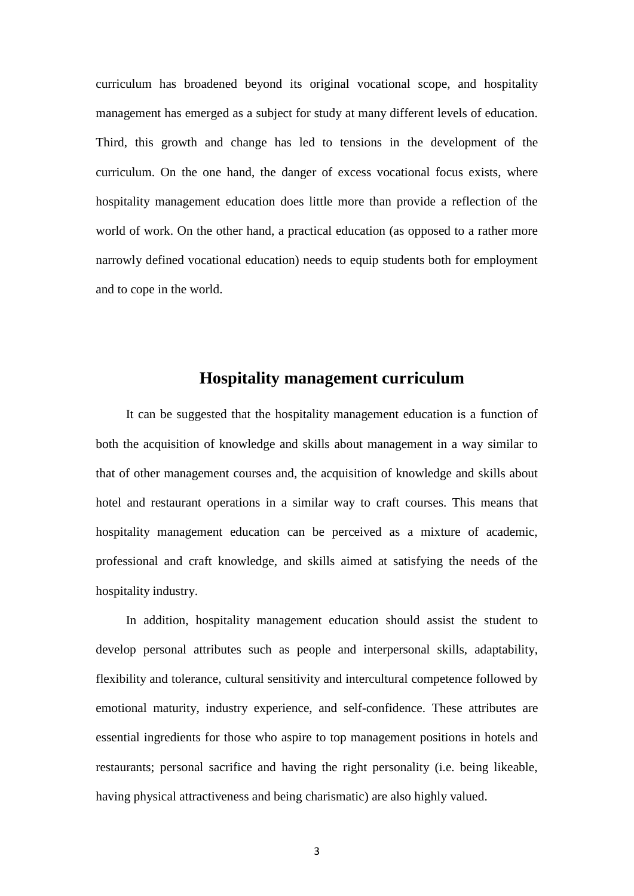curriculum has broadened beyond its original vocational scope, and hospitality management has emerged as a subject for study at many different levels of education. Third, this growth and change has led to tensions in the development of the curriculum. On the one hand, the danger of excess vocational focus exists, where hospitality management education does little more than provide a reflection of the world of work. On the other hand, a practical education (as opposed to a rather more narrowly defined vocational education) needs to equip students both for employment and to cope in the world.

## Hospitality management curriculum

It can be suggested that the hospitality management education is a function of both the acquisition of knowledge and skills about management in a way similar to that of other management courses and, the acquisition of knowledge and skills about hotel and restaurant operations in a similar way to craft courses. This means that hospitality management education can be perceived as a mixture of academic, professional and craft knowledge, and skills aimed at satisfying the needs of the hospitality industry.

In addition, hospitality management education should assist the student to develop personal attributes such as people and interpersonal skills, adaptability, flexibility and tolerance, cultural sensitivity and intercultural competence followed by emotional maturity, industry experience, and self-confidence. These attributes are essential ingredients for those who aspire to top management positions in hotels and restaurants; personal sacrifice and having the right personality (i.e. being likeable, having physical attractiveness and being charismatic) are also highly valued.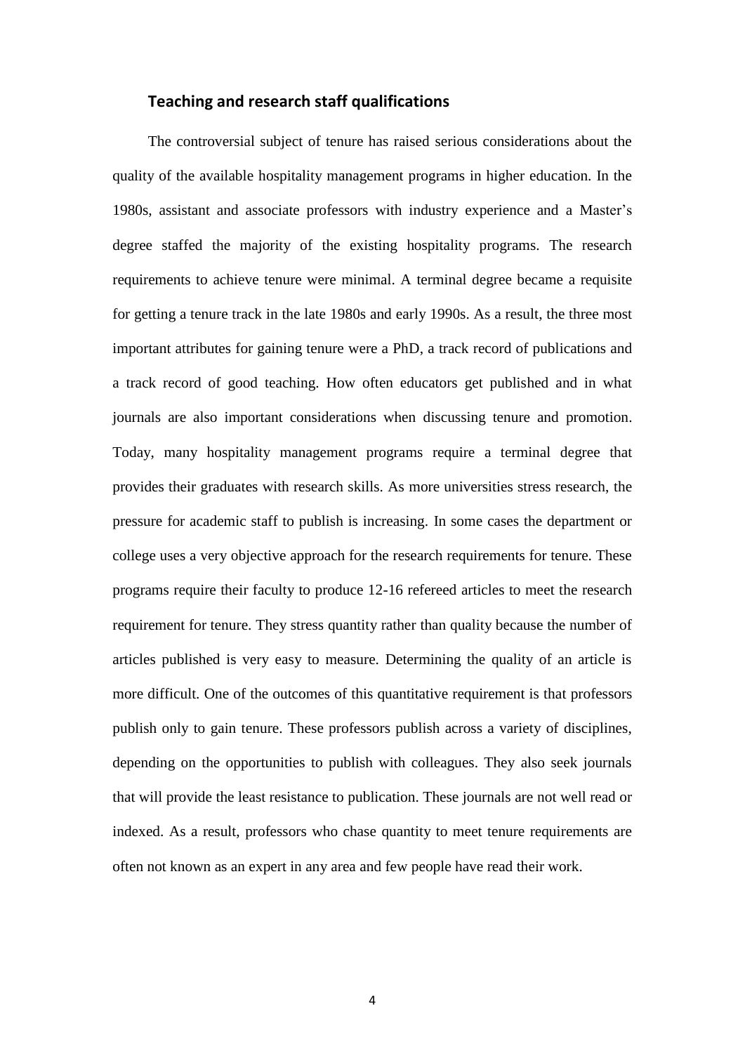## Teaching and research staff qualifications

The controversial subject of tenure has raised serious considerations about the quality of the available hospitality management programs in higher education. In the 1980s, assistant and associate professors with industry experience and a Master's degree staffed the majority of the existing hospitality programs. The research requirements to achieve tenure were minimal. A terminal degree became a requisite for getting a tenure track in the late 1980s and early 1990s. As a result, the three most important attributes for gaining tenure were a PhD, a track record of publications and a track record of good teaching. How often educators get published and in what journals are also important considerations when discussing tenure and promotion. Today, many hospitality management programs require a terminal degree that provides their graduates with research skills. As more universities stress research, the pressure for academic staff to publish is increasing. In some cases the department or college uses a very objective approach for the research requirements for tenure. These programs require their faculty to produce 12-16 refereed articles to meet the research requirement for tenure. They stress quantity rather than quality because the number of articles published is very easy to measure. Determining the quality of an article is more difficult. One of the outcomes of this quantitative requirement is that professors publish only to gain tenure. These professors publish across a variety of disciplines, depending on the opportunities to publish with colleagues. They also seek journals that will provide the least resistance to publication. These journals are not well read or indexed. As a result, professors who chase quantity to meet tenure requirements are often not known as an expert in any area and few people have read their work.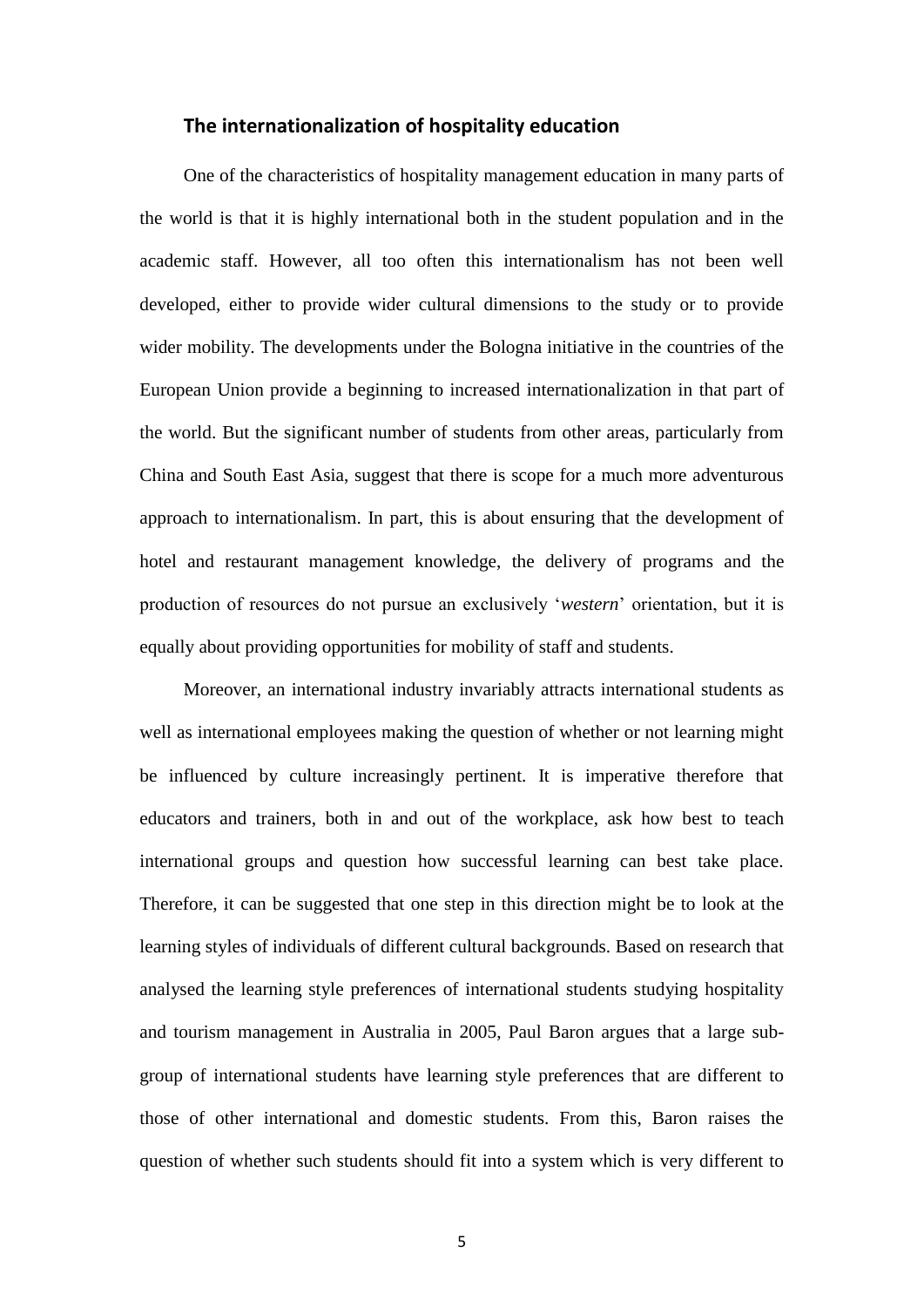## The internationalization of hospitality education

One of the characteristics of hospitality management education in many parts of the world is that it is highly international both in the student population and in the academic staff. However, all too often this internationalism has not been well developed, either to provide wider cultural dimensions to the study or to provide wider mobility. The developments under the Bologna initiative in the countries of the European Union provide a beginning to increased internationalization in that part of the world. But the significant number of students from other areas, particularly from China and South East Asia, suggest that there is scope for a much more adventurous approach to internationalism. In part, this is about ensuring that the development of hotel and restaurant management knowledge, the delivery of programs and the production of resources do not pursue an exclusively '*western*' orientation, but it is equally about providing opportunities for mobility of staff and students.

Moreover, an international industry invariably attracts international students as well as international employees making the question of whether or not learning might be influenced by culture increasingly pertinent. It is imperative therefore that educators and trainers, both in and out of the workplace, ask how best to teach international groups and question how successful learning can best take place. Therefore, it can be suggested that one step in this direction might be to look at the learning styles of individuals of different cultural backgrounds. Based on research that analysed the learning style preferences of international students studying hospitality and tourism management in Australia in 2005, Paul Baron argues that a large sub-group of international students have learning style preferences that are different to those of other international and domestic students. From this, Baron raises the question of whether such students should fit into a system which is very different to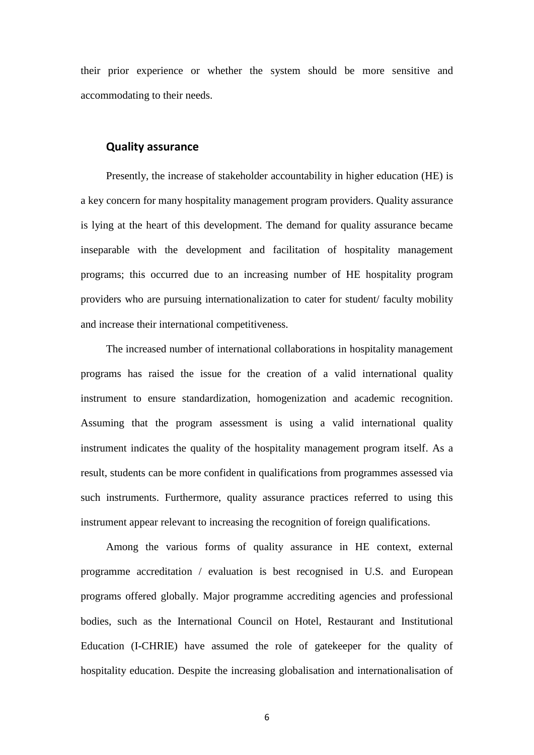their prior experience or whether the system should be more sensitive and accommodating to their needs.

## Quality assurance

Presently, the increase of stakeholder accountability in higher education (HE) is a key concern for many hospitality management program providers. Quality assurance is lying at the heart of this development. The demand for quality assurance became inseparable with the development and facilitation of hospitality management programs; this occurred due to an increasing number of HE hospitality program providers who are pursuing internationalization to cater for student/ faculty mobility and increase their international competitiveness.

The increased number of international collaborations in hospitality management programs has raised the issue for the creation of a valid international quality instrument to ensure standardization, homogenization and academic recognition. Assuming that the program assessment is using a valid international quality instrument indicates the quality of the hospitality management program itself. As a result, students can be more confident in qualifications from programmes assessed via such instruments. Furthermore, quality assurance practices referred to using this instrument appear relevant to increasing the recognition of foreign qualifications.

Among the various forms of quality assurance in HE context, external programme accreditation / evaluation is best recognised in U.S. and European programs offered globally. Major programme accrediting agencies and professional bodies, such as the International Council on Hotel, Restaurant and Institutional Education (I-CHRIE) have assumed the role of gatekeeper for the quality of hospitality education. Despite the increasing globalisation and internationalisation of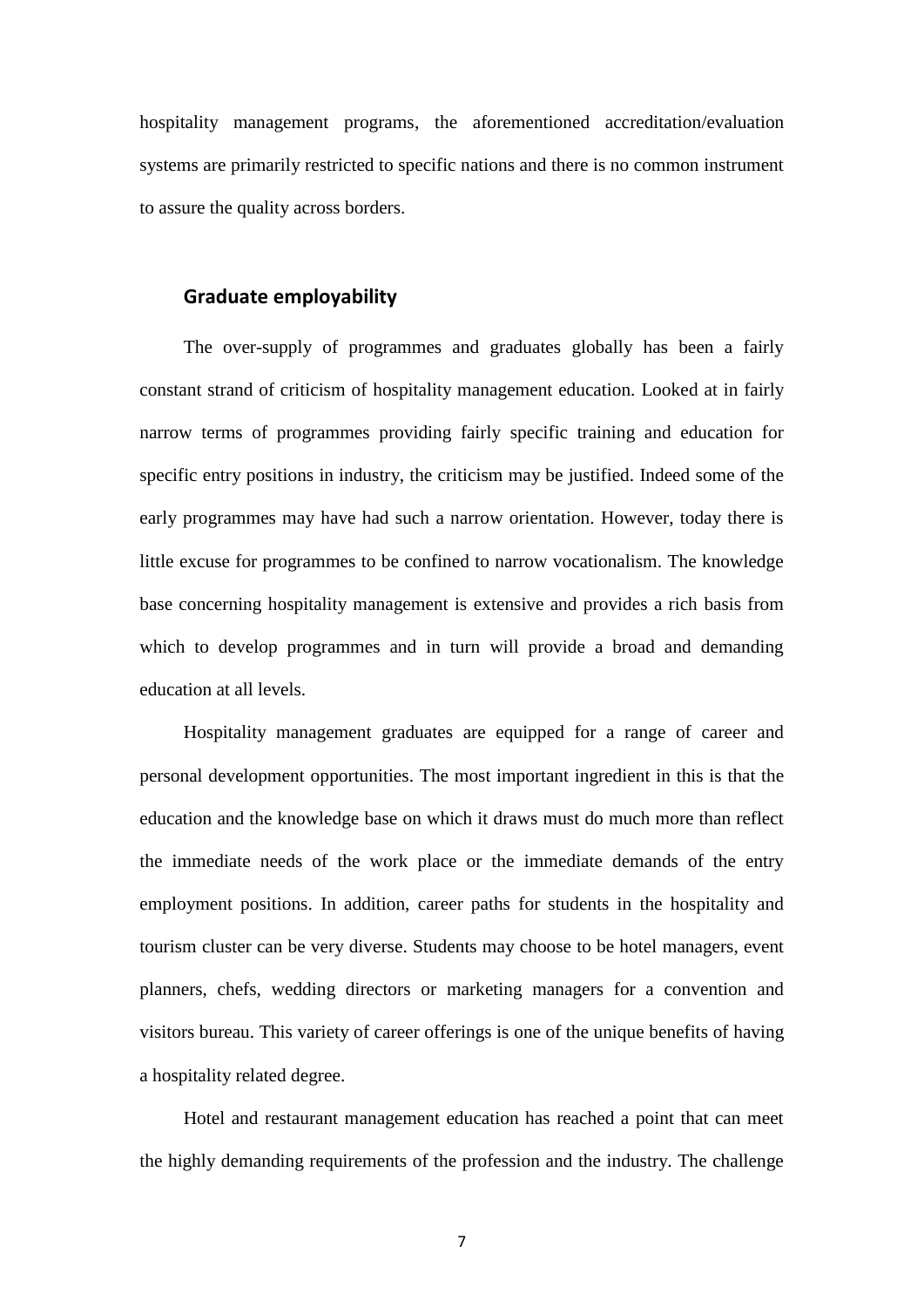hospitality management programs, the aforementioned accreditation/evaluation systems are primarily restricted to specific nations and there is no common instrument to assure the quality across borders.

## Graduate employability

The over-supply of programmes and graduates globally has been a fairly constant strand of criticism of hospitality management education. Looked at in fairly narrow terms of programmes providing fairly specific training and education for specific entry positions in industry, the criticism may be justified. Indeed some of the early programmes may have had such a narrow orientation. However, today there is little excuse for programmes to be confined to narrow vocationalism. The knowledge base concerning hospitality management is extensive and provides a rich basis from which to develop programmes and in turn will provide a broad and demanding education at all levels.

Hospitality management graduates are equipped for a range of career and personal development opportunities. The most important ingredient in this is that the education and the knowledge base on which it draws must do much more than reflect the immediate needs of the work place or the immediate demands of the entry employment positions. In addition, career paths for students in the hospitality and tourism cluster can be very diverse. Students may choose to be hotel managers, event planners, chefs, wedding directors or marketing managers for a convention and visitors bureau. This variety of career offerings is one of the unique benefits of having a hospitality related degree.

Hotel and restaurant management education has reached a point that can meet the highly demanding requirements of the profession and the industry. The challenge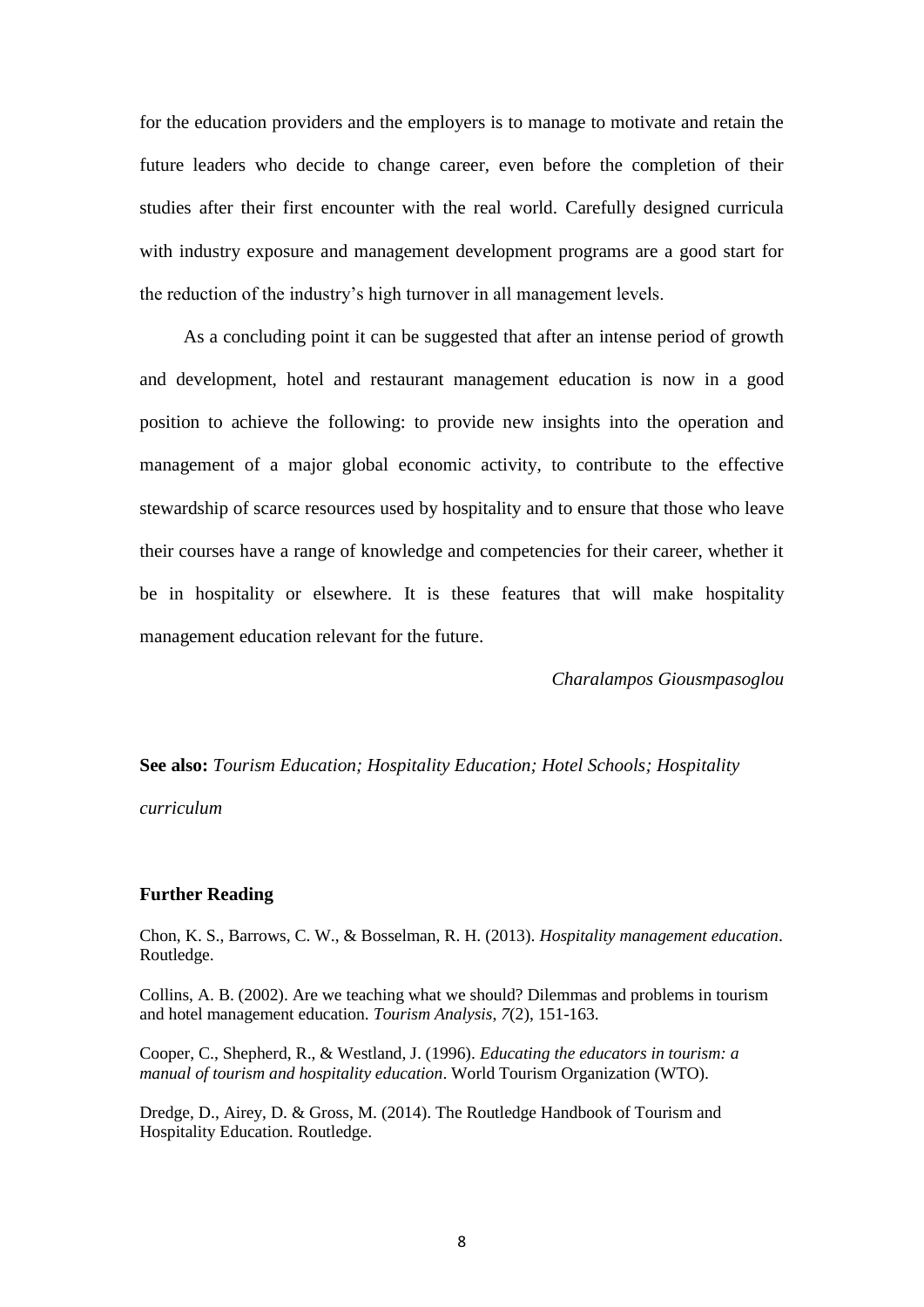for the education providers and the employers is to manage to motivate and retain the future leaders who decide to change career, even before the completion of their studies after their first encounter with the real world. Carefully designed curricula with industry exposure and management development programs are a good start for the reduction of the industry's high turnover in all management levels.

As a concluding point it can be suggested that after an intense period of growth and development, hotel and restaurant management education is now in a good position to achieve the following: to provide new insights into the operation and management of a major global economic activity, to contribute to the effective stewardship of scarce resources used by hospitality and to ensure that those who leave their courses have a range of knowledge and competencies for their career, whether it be in hospitality or elsewhere. It is these features that will make hospitality management education relevant for the future.

*Charalampos Giousmpasoglou*

**See also:** *Tourism Education; Hospitality Education; Hotel Schools; Hospitality curriculum*

### Further Reading

Chon, K. S., Barrows, C. W., & Bosselman, R. H. (2013). *Hospitality management education*. Routledge.

Collins, A. B. (2002). Are we teaching what we should? Dilemmas and problems in tourism and hotel management education. *Tourism Analysis*, *7*(2), 151-163.

Cooper, C., Shepherd, R., & Westland, J. (1996). *Educating the educators in tourism: a manual of tourism and hospitality education*. World Tourism Organization (WTO).

Dredge, D., Airey, D. & Gross, M. (2014). The Routledge Handbook of Tourism and Hospitality Education. Routledge.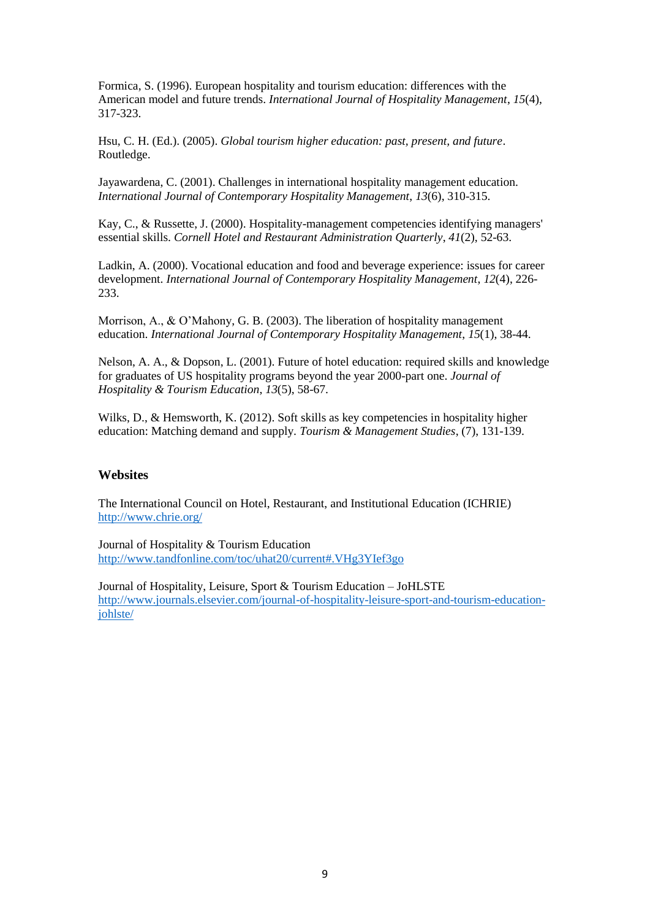Formica, S. (1996). European hospitality and tourism education: differences with the American model and future trends. *International Journal of Hospitality Management*, *15*(4), 317-323.

Hsu, C. H. (Ed.). (2005). *Global tourism higher education: past, present, and future*. Routledge.

Jayawardena, C. (2001). Challenges in international hospitality management education. *International Journal of Contemporary Hospitality Management*, *13*(6), 310-315.

Kay, C., & Russette, J. (2000). Hospitality-management competencies identifying managers' essential skills. *Cornell Hotel and Restaurant Administration Quarterly*, *41*(2), 52-63.

Ladkin, A. (2000). Vocational education and food and beverage experience: issues for career development. *International Journal of Contemporary Hospitality Management*, *12*(4), 226-233.

Morrison, A., & O'Mahony, G. B. (2003). The liberation of hospitality management education. *International Journal of Contemporary Hospitality Management*, *15*(1), 38-44.

Nelson, A. A., & Dopson, L. (2001). Future of hotel education: required skills and knowledge for graduates of US hospitality programs beyond the year 2000-part one. *Journal of Hospitality & Tourism Education*, *13*(5), 58-67.

Wilks, D., & Hemsworth, K. (2012). Soft skills as key competencies in hospitality higher education: Matching demand and supply. *Tourism & Management Studies*, (7), 131-139.

## Websites

The International Council on Hotel, Restaurant, and Institutional Education (ICHRIE)
http://www.chrie.org/

Journal of Hospitality & Tourism Education
http://www.tandfonline.com/toc/uhat20/current#.VHg3YIef3go

Journal of Hospitality, Leisure, Sport & Tourism Education – JoHLSTE
http://www.journals.elsevier.com/journal-of-hospitality-leisure-sport-and-tourism-education-johlste/